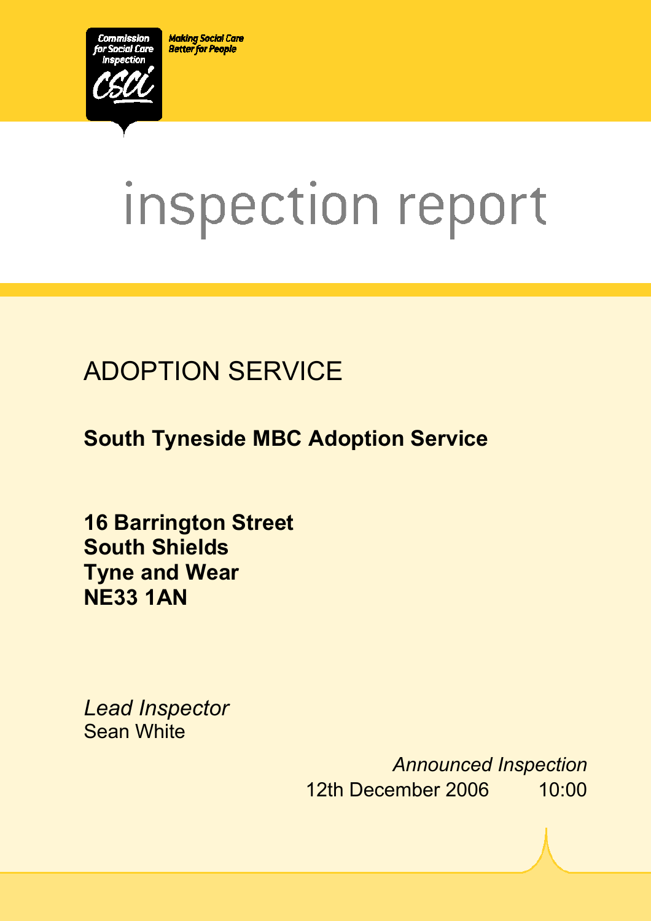Commission for Social Care Inspection

Making Social Care Better for People

# inspection report

## ADOPTION SERVICE

**South Tyneside MBC Adoption Service**

**16 Barrington Street**
**South Shields**
**Tyne and Wear**
**NE33 1AN**

*Lead Inspector*
Sean White

*Announced Inspection*
12th December 2006 10:00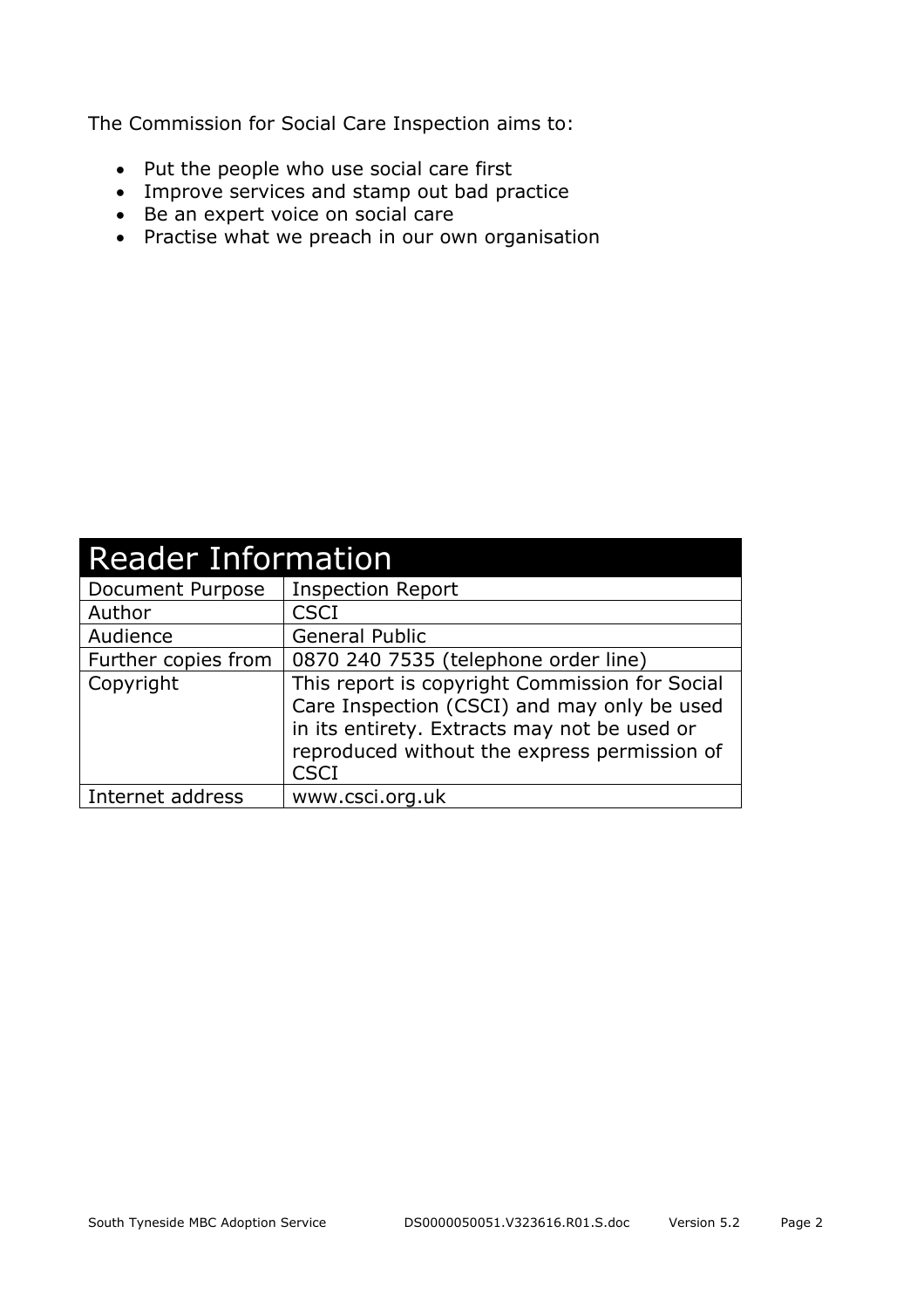The Commission for Social Care Inspection aims to:

- Put the people who use social care first
- Improve services and stamp out bad practice
- Be an expert voice on social care
- Practise what we preach in our own organisation

| Reader Information | |
|---|---|
| Document Purpose | Inspection Report |
| Author | CSCI |
| Audience | General Public |
| Further copies from | 0870 240 7535 (telephone order line) |
| Copyright | This report is copyright Commission for Social Care Inspection (CSCI) and may only be used in its entirety. Extracts may not be used or reproduced without the express permission of CSCI |
| Internet address | www.csci.org.uk |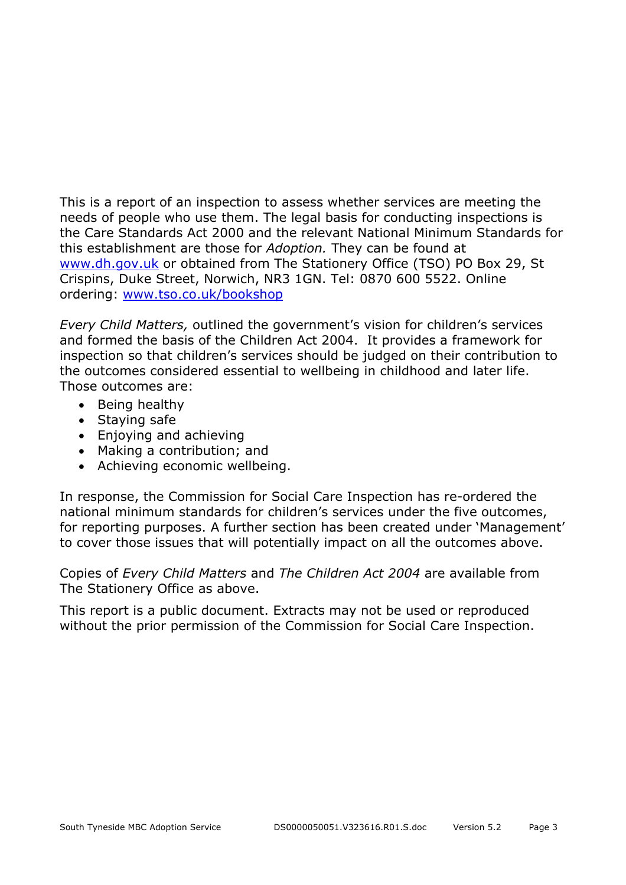This is a report of an inspection to assess whether services are meeting the needs of people who use them. The legal basis for conducting inspections is the Care Standards Act 2000 and the relevant National Minimum Standards for this establishment are those for *Adoption.* They can be found at [www.dh.gov.uk](http://www.dh.gov.uk) or obtained from The Stationery Office (TSO) PO Box 29, St Crispins, Duke Street, Norwich, NR3 1GN. Tel: 0870 600 5522. Online ordering: [www.tso.co.uk/bookshop](http://www.tso.co.uk/bookshop)

*Every Child Matters,* outlined the government's vision for children's services and formed the basis of the Children Act 2004. It provides a framework for inspection so that children's services should be judged on their contribution to the outcomes considered essential to wellbeing in childhood and later life. Those outcomes are:

- Being healthy
- Staying safe
- Enjoying and achieving
- Making a contribution; and
- Achieving economic wellbeing.

In response, the Commission for Social Care Inspection has re-ordered the national minimum standards for children's services under the five outcomes, for reporting purposes. A further section has been created under 'Management' to cover those issues that will potentially impact on all the outcomes above.

Copies of *Every Child Matters* and *The Children Act 2004* are available from The Stationery Office as above.

This report is a public document. Extracts may not be used or reproduced without the prior permission of the Commission for Social Care Inspection.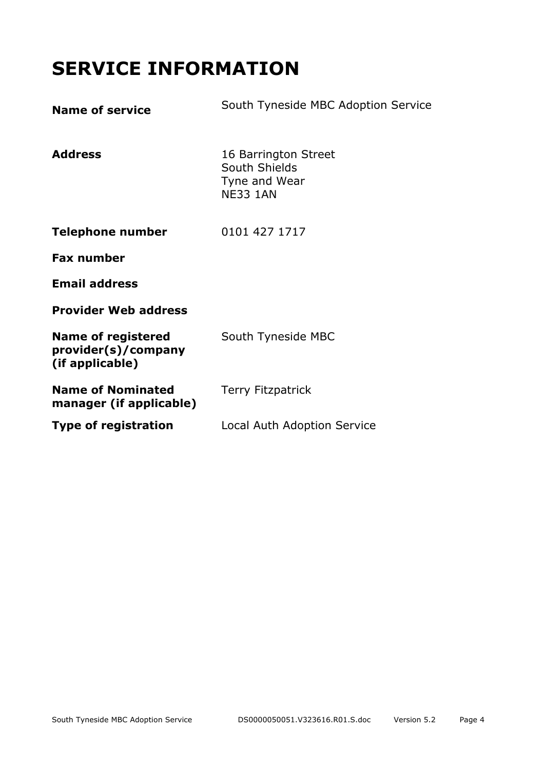# SERVICE INFORMATION

| | |
|---|---|
| **Name of service** | South Tyneside MBC Adoption Service |
| **Address** | 16 Barrington Street<br>South Shields<br>Tyne and Wear<br>NE33 1AN |
| **Telephone number** | 0101 427 1717 |
| **Fax number** | |
| **Email address** | |
| **Provider Web address** | |
| **Name of registered provider(s)/company (if applicable)** | South Tyneside MBC |
| **Name of Nominated manager (if applicable)** | Terry Fitzpatrick |
| **Type of registration** | Local Auth Adoption Service |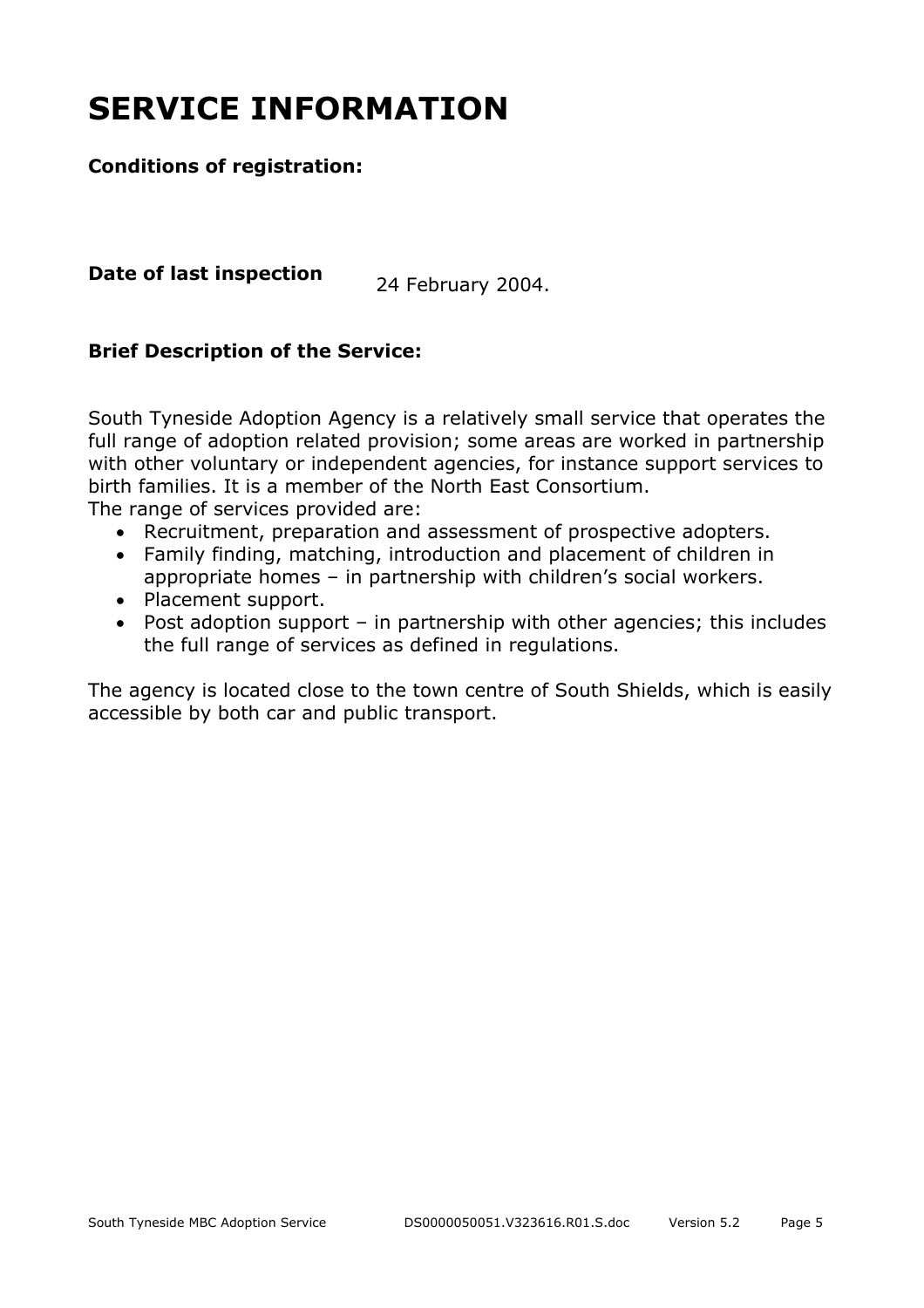# SERVICE INFORMATION

**Conditions of registration:**

**Date of last inspection** 24 February 2004.

**Brief Description of the Service:**

South Tyneside Adoption Agency is a relatively small service that operates the full range of adoption related provision; some areas are worked in partnership with other voluntary or independent agencies, for instance support services to birth families. It is a member of the North East Consortium.
The range of services provided are:

- Recruitment, preparation and assessment of prospective adopters.
- Family finding, matching, introduction and placement of children in appropriate homes – in partnership with children's social workers.
- Placement support.
- Post adoption support – in partnership with other agencies; this includes the full range of services as defined in regulations.

The agency is located close to the town centre of South Shields, which is easily accessible by both car and public transport.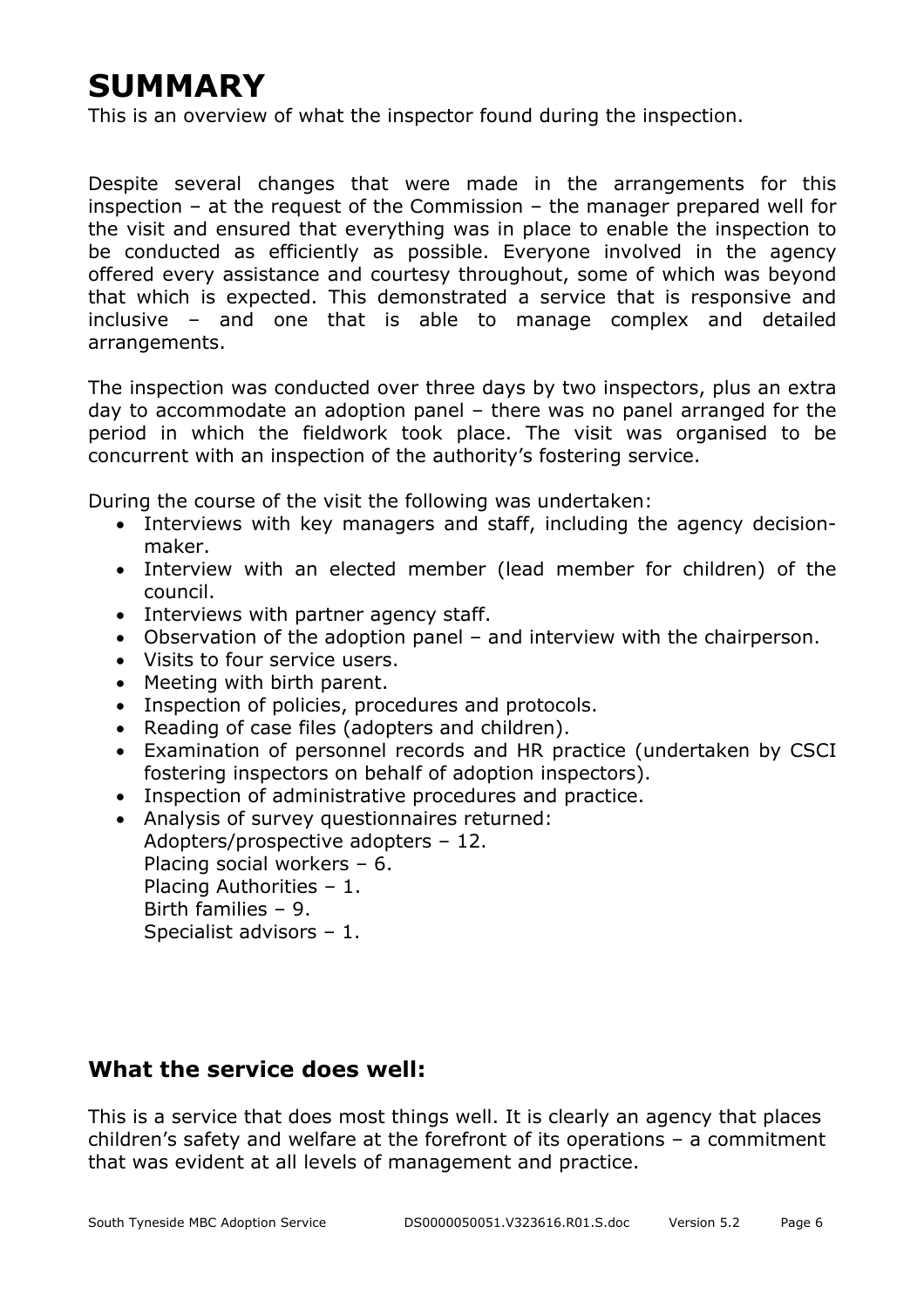# SUMMARY

This is an overview of what the inspector found during the inspection.

Despite several changes that were made in the arrangements for this inspection – at the request of the Commission – the manager prepared well for the visit and ensured that everything was in place to enable the inspection to be conducted as efficiently as possible. Everyone involved in the agency offered every assistance and courtesy throughout, some of which was beyond that which is expected. This demonstrated a service that is responsive and inclusive – and one that is able to manage complex and detailed arrangements.

The inspection was conducted over three days by two inspectors, plus an extra day to accommodate an adoption panel – there was no panel arranged for the period in which the fieldwork took place. The visit was organised to be concurrent with an inspection of the authority's fostering service.

During the course of the visit the following was undertaken:

- Interviews with key managers and staff, including the agency decision-maker.
- Interview with an elected member (lead member for children) of the council.
- Interviews with partner agency staff.
- Observation of the adoption panel – and interview with the chairperson.
- Visits to four service users.
- Meeting with birth parent.
- Inspection of policies, procedures and protocols.
- Reading of case files (adopters and children).
- Examination of personnel records and HR practice (undertaken by CSCI fostering inspectors on behalf of adoption inspectors).
- Inspection of administrative procedures and practice.
- Analysis of survey questionnaires returned:
  Adopters/prospective adopters – 12.
  Placing social workers – 6.
  Placing Authorities – 1.
  Birth families – 9.
  Specialist advisors – 1.

## What the service does well:

This is a service that does most things well. It is clearly an agency that places children's safety and welfare at the forefront of its operations – a commitment that was evident at all levels of management and practice.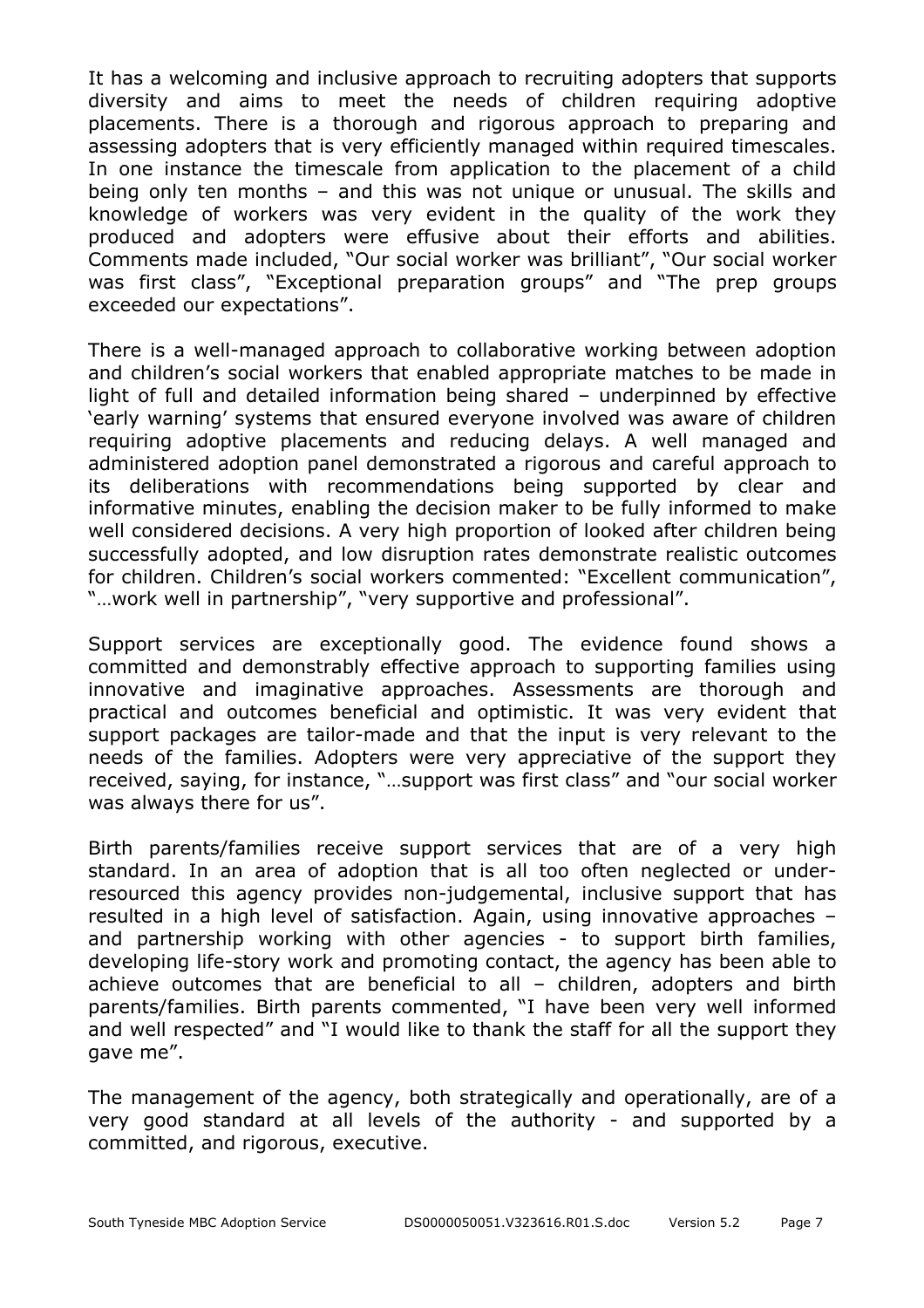It has a welcoming and inclusive approach to recruiting adopters that supports diversity and aims to meet the needs of children requiring adoptive placements. There is a thorough and rigorous approach to preparing and assessing adopters that is very efficiently managed within required timescales. In one instance the timescale from application to the placement of a child being only ten months – and this was not unique or unusual. The skills and knowledge of workers was very evident in the quality of the work they produced and adopters were effusive about their efforts and abilities. Comments made included, "Our social worker was brilliant", "Our social worker was first class", "Exceptional preparation groups" and "The prep groups exceeded our expectations".

There is a well-managed approach to collaborative working between adoption and children's social workers that enabled appropriate matches to be made in light of full and detailed information being shared – underpinned by effective 'early warning' systems that ensured everyone involved was aware of children requiring adoptive placements and reducing delays. A well managed and administered adoption panel demonstrated a rigorous and careful approach to its deliberations with recommendations being supported by clear and informative minutes, enabling the decision maker to be fully informed to make well considered decisions. A very high proportion of looked after children being successfully adopted, and low disruption rates demonstrate realistic outcomes for children. Children's social workers commented: "Excellent communication", "…work well in partnership", "very supportive and professional".

Support services are exceptionally good. The evidence found shows a committed and demonstrably effective approach to supporting families using innovative and imaginative approaches. Assessments are thorough and practical and outcomes beneficial and optimistic. It was very evident that support packages are tailor-made and that the input is very relevant to the needs of the families. Adopters were very appreciative of the support they received, saying, for instance, "…support was first class" and "our social worker was always there for us".

Birth parents/families receive support services that are of a very high standard. In an area of adoption that is all too often neglected or under-resourced this agency provides non-judgemental, inclusive support that has resulted in a high level of satisfaction. Again, using innovative approaches – and partnership working with other agencies - to support birth families, developing life-story work and promoting contact, the agency has been able to achieve outcomes that are beneficial to all – children, adopters and birth parents/families. Birth parents commented, "I have been very well informed and well respected" and "I would like to thank the staff for all the support they gave me".

The management of the agency, both strategically and operationally, are of a very good standard at all levels of the authority - and supported by a committed, and rigorous, executive.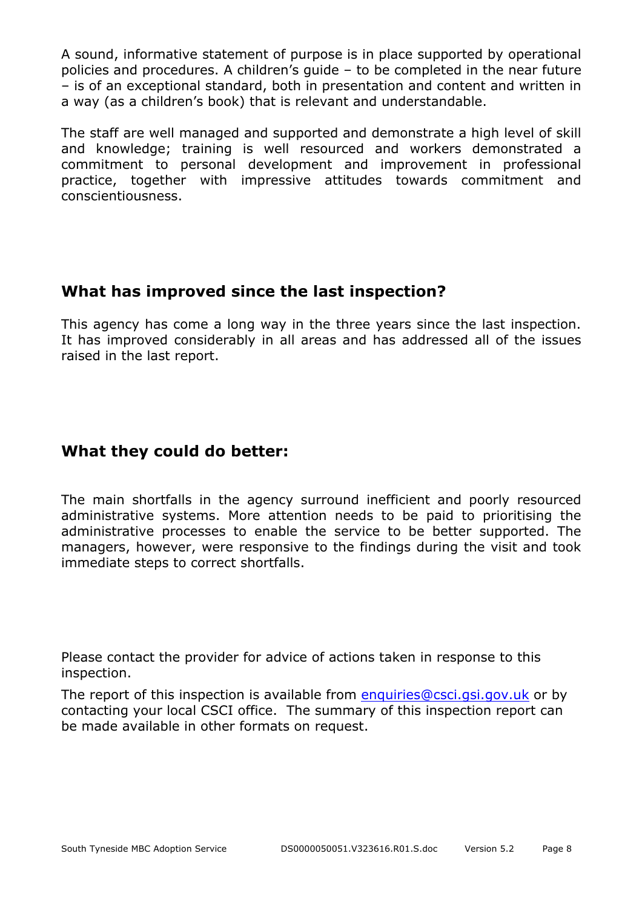A sound, informative statement of purpose is in place supported by operational policies and procedures. A children's guide – to be completed in the near future – is of an exceptional standard, both in presentation and content and written in a way (as a children's book) that is relevant and understandable.

The staff are well managed and supported and demonstrate a high level of skill and knowledge; training is well resourced and workers demonstrated a commitment to personal development and improvement in professional practice, together with impressive attitudes towards commitment and conscientiousness.

## What has improved since the last inspection?

This agency has come a long way in the three years since the last inspection. It has improved considerably in all areas and has addressed all of the issues raised in the last report.

## What they could do better:

The main shortfalls in the agency surround inefficient and poorly resourced administrative systems. More attention needs to be paid to prioritising the administrative processes to enable the service to be better supported. The managers, however, were responsive to the findings during the visit and took immediate steps to correct shortfalls.

Please contact the provider for advice of actions taken in response to this inspection.

The report of this inspection is available from enquiries@csci.gsi.gov.uk or by contacting your local CSCI office. The summary of this inspection report can be made available in other formats on request.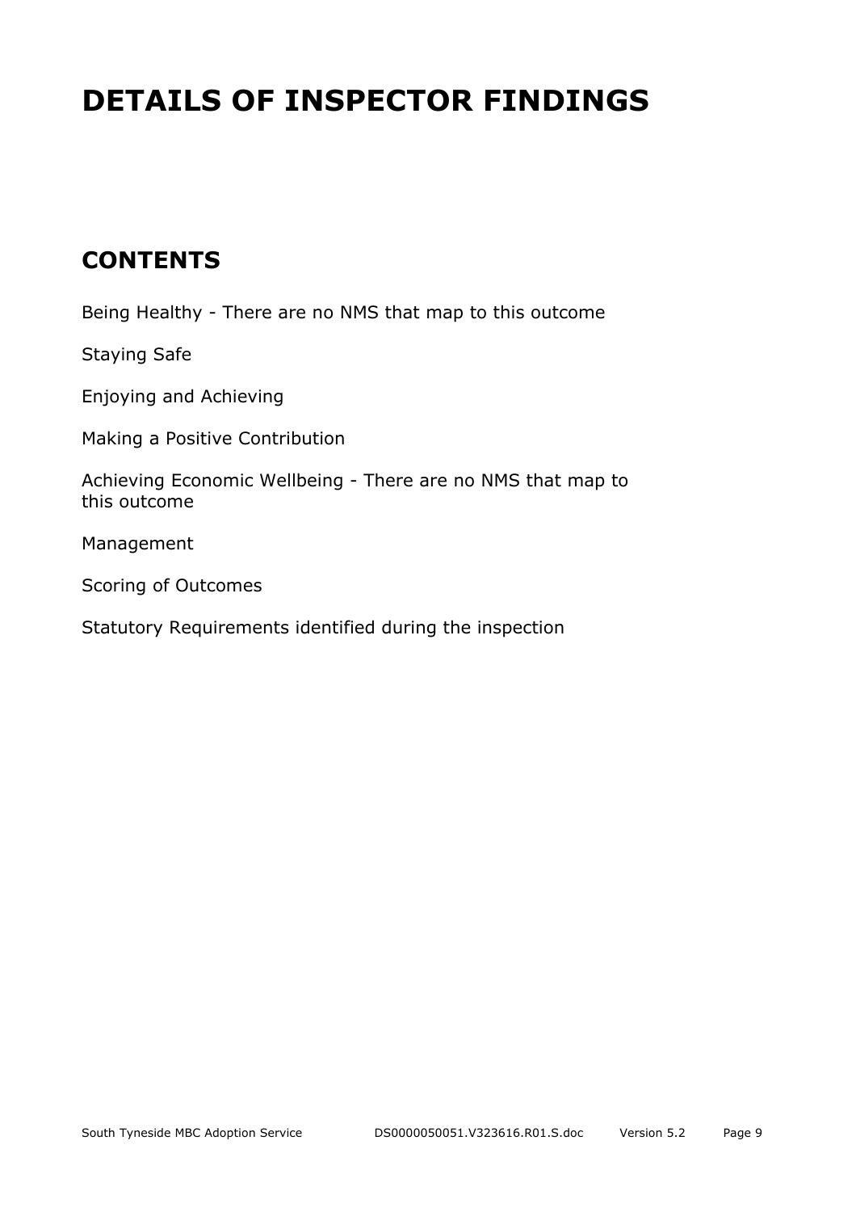# DETAILS OF INSPECTOR FINDINGS

## CONTENTS

Being Healthy - There are no NMS that map to this outcome

Staying Safe

Enjoying and Achieving

Making a Positive Contribution

Achieving Economic Wellbeing - There are no NMS that map to this outcome

Management

Scoring of Outcomes

Statutory Requirements identified during the inspection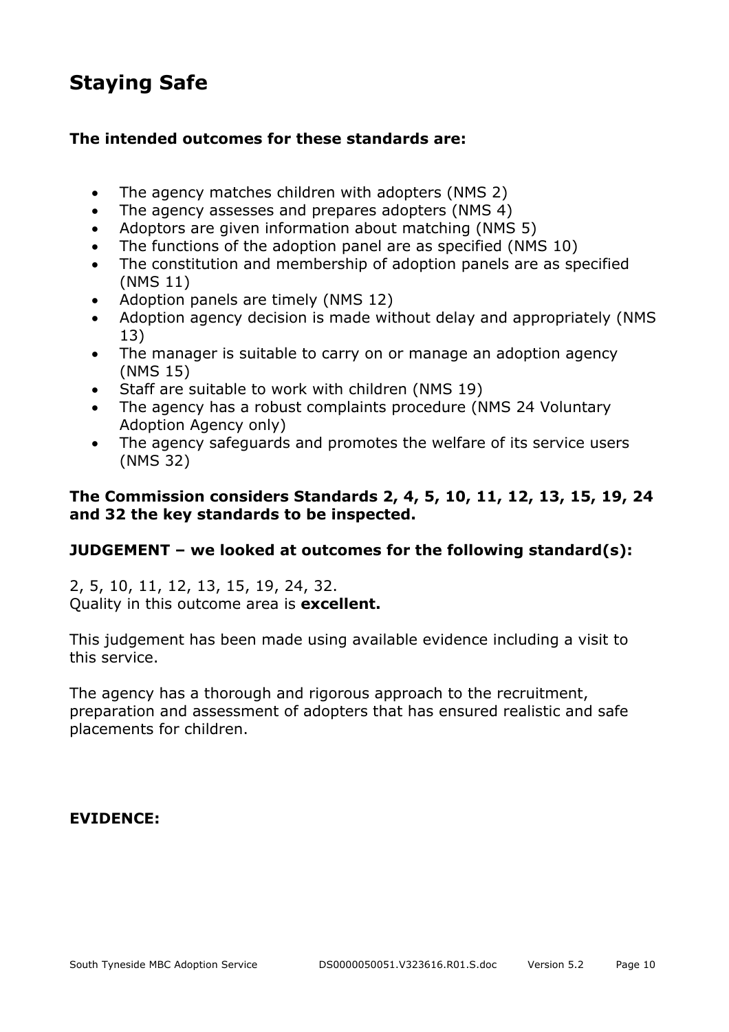## Staying Safe

**The intended outcomes for these standards are:**

- The agency matches children with adopters (NMS 2)
- The agency assesses and prepares adopters (NMS 4)
- Adoptors are given information about matching (NMS 5)
- The functions of the adoption panel are as specified (NMS 10)
- The constitution and membership of adoption panels are as specified (NMS 11)
- Adoption panels are timely (NMS 12)
- Adoption agency decision is made without delay and appropriately (NMS 13)
- The manager is suitable to carry on or manage an adoption agency (NMS 15)
- Staff are suitable to work with children (NMS 19)
- The agency has a robust complaints procedure (NMS 24 Voluntary Adoption Agency only)
- The agency safeguards and promotes the welfare of its service users (NMS 32)

**The Commission considers Standards 2, 4, 5, 10, 11, 12, 13, 15, 19, 24 and 32 the key standards to be inspected.**

**JUDGEMENT – we looked at outcomes for the following standard(s):**

2, 5, 10, 11, 12, 13, 15, 19, 24, 32.
Quality in this outcome area is **excellent.**

This judgement has been made using available evidence including a visit to this service.

The agency has a thorough and rigorous approach to the recruitment, preparation and assessment of adopters that has ensured realistic and safe placements for children.

**EVIDENCE:**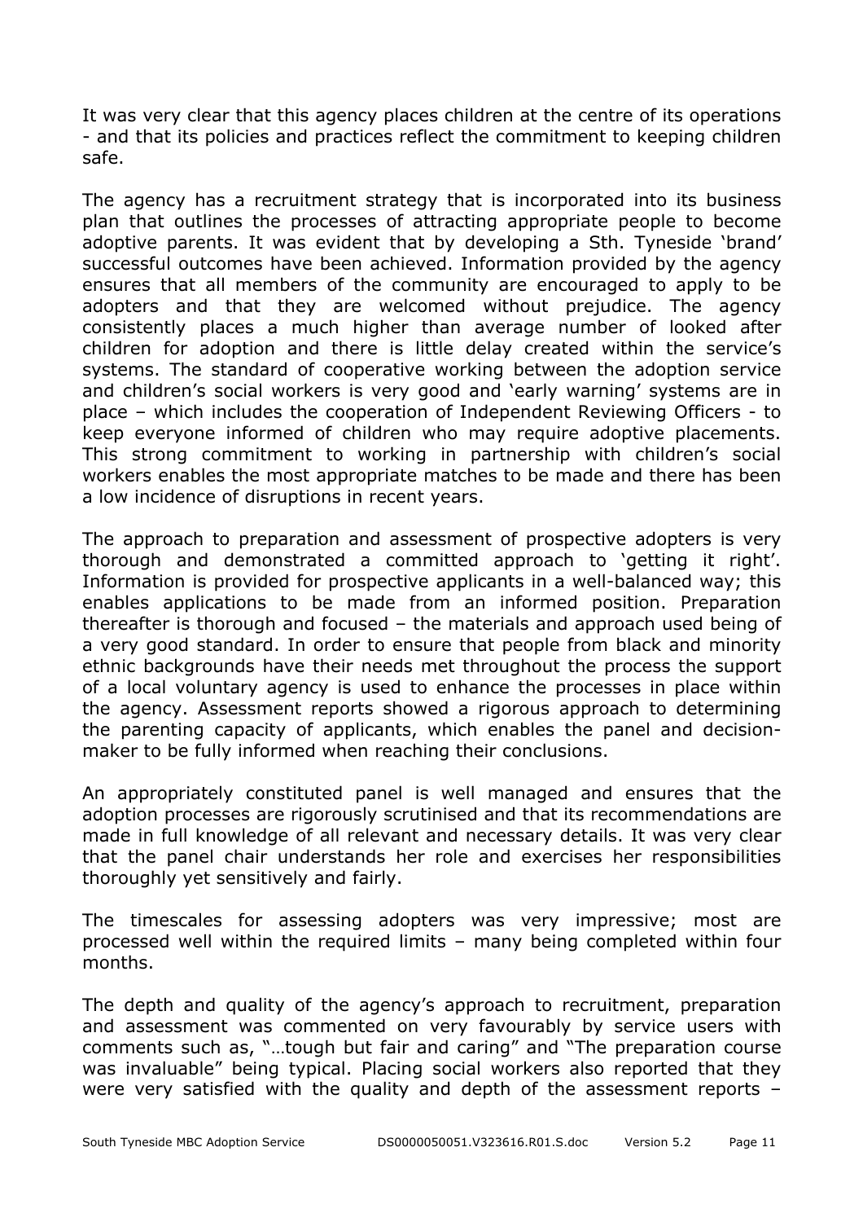It was very clear that this agency places children at the centre of its operations - and that its policies and practices reflect the commitment to keeping children safe.

The agency has a recruitment strategy that is incorporated into its business plan that outlines the processes of attracting appropriate people to become adoptive parents. It was evident that by developing a Sth. Tyneside 'brand' successful outcomes have been achieved. Information provided by the agency ensures that all members of the community are encouraged to apply to be adopters and that they are welcomed without prejudice. The agency consistently places a much higher than average number of looked after children for adoption and there is little delay created within the service's systems. The standard of cooperative working between the adoption service and children's social workers is very good and 'early warning' systems are in place – which includes the cooperation of Independent Reviewing Officers - to keep everyone informed of children who may require adoptive placements. This strong commitment to working in partnership with children's social workers enables the most appropriate matches to be made and there has been a low incidence of disruptions in recent years.

The approach to preparation and assessment of prospective adopters is very thorough and demonstrated a committed approach to 'getting it right'. Information is provided for prospective applicants in a well-balanced way; this enables applications to be made from an informed position. Preparation thereafter is thorough and focused – the materials and approach used being of a very good standard. In order to ensure that people from black and minority ethnic backgrounds have their needs met throughout the process the support of a local voluntary agency is used to enhance the processes in place within the agency. Assessment reports showed a rigorous approach to determining the parenting capacity of applicants, which enables the panel and decision-maker to be fully informed when reaching their conclusions.

An appropriately constituted panel is well managed and ensures that the adoption processes are rigorously scrutinised and that its recommendations are made in full knowledge of all relevant and necessary details. It was very clear that the panel chair understands her role and exercises her responsibilities thoroughly yet sensitively and fairly.

The timescales for assessing adopters was very impressive; most are processed well within the required limits – many being completed within four months.

The depth and quality of the agency's approach to recruitment, preparation and assessment was commented on very favourably by service users with comments such as, "…tough but fair and caring" and "The preparation course was invaluable" being typical. Placing social workers also reported that they were very satisfied with the quality and depth of the assessment reports –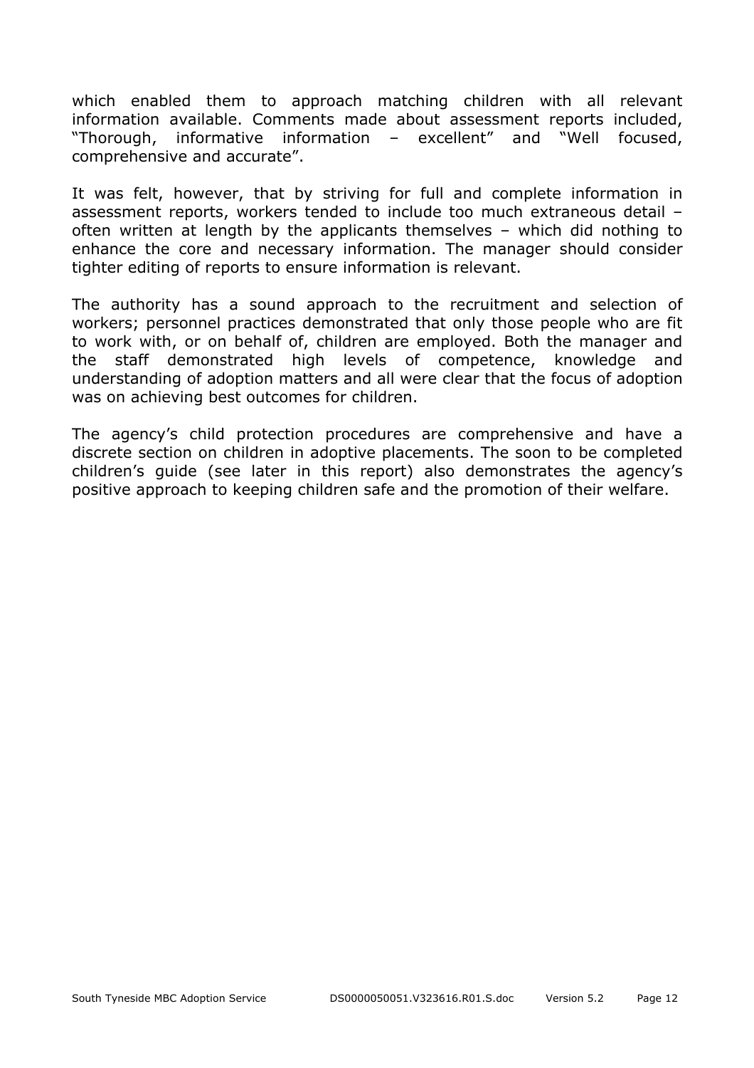which enabled them to approach matching children with all relevant information available. Comments made about assessment reports included, "Thorough, informative information – excellent" and "Well focused, comprehensive and accurate".

It was felt, however, that by striving for full and complete information in assessment reports, workers tended to include too much extraneous detail – often written at length by the applicants themselves – which did nothing to enhance the core and necessary information. The manager should consider tighter editing of reports to ensure information is relevant.

The authority has a sound approach to the recruitment and selection of workers; personnel practices demonstrated that only those people who are fit to work with, or on behalf of, children are employed. Both the manager and the staff demonstrated high levels of competence, knowledge and understanding of adoption matters and all were clear that the focus of adoption was on achieving best outcomes for children.

The agency's child protection procedures are comprehensive and have a discrete section on children in adoptive placements. The soon to be completed children's guide (see later in this report) also demonstrates the agency's positive approach to keeping children safe and the promotion of their welfare.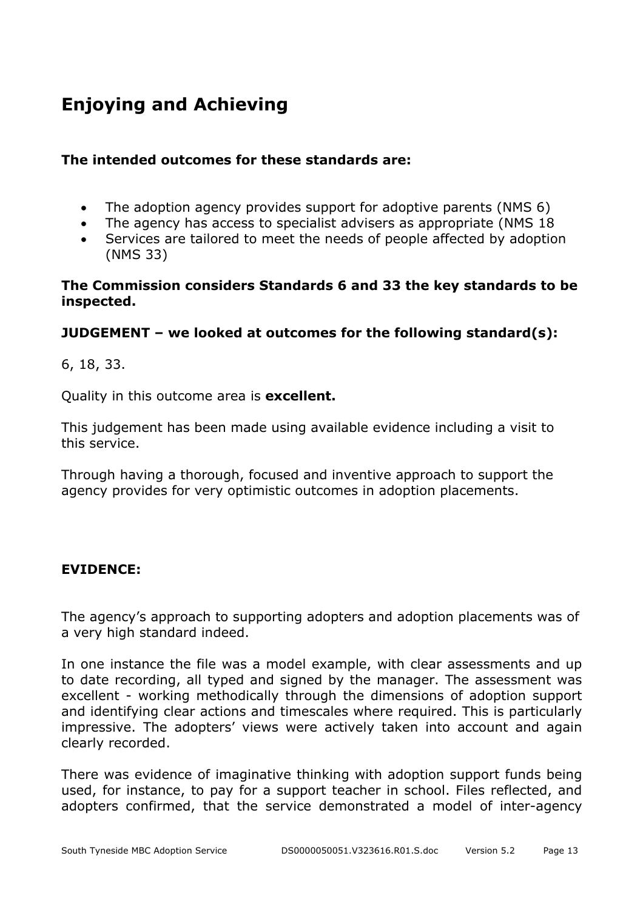## Enjoying and Achieving

**The intended outcomes for these standards are:**

- The adoption agency provides support for adoptive parents (NMS 6)
- The agency has access to specialist advisers as appropriate (NMS 18
- Services are tailored to meet the needs of people affected by adoption (NMS 33)

**The Commission considers Standards 6 and 33 the key standards to be inspected.**

**JUDGEMENT – we looked at outcomes for the following standard(s):**

6, 18, 33.

Quality in this outcome area is **excellent.**

This judgement has been made using available evidence including a visit to this service.

Through having a thorough, focused and inventive approach to support the agency provides for very optimistic outcomes in adoption placements.

**EVIDENCE:**

The agency's approach to supporting adopters and adoption placements was of a very high standard indeed.

In one instance the file was a model example, with clear assessments and up to date recording, all typed and signed by the manager. The assessment was excellent - working methodically through the dimensions of adoption support and identifying clear actions and timescales where required. This is particularly impressive. The adopters' views were actively taken into account and again clearly recorded.

There was evidence of imaginative thinking with adoption support funds being used, for instance, to pay for a support teacher in school. Files reflected, and adopters confirmed, that the service demonstrated a model of inter-agency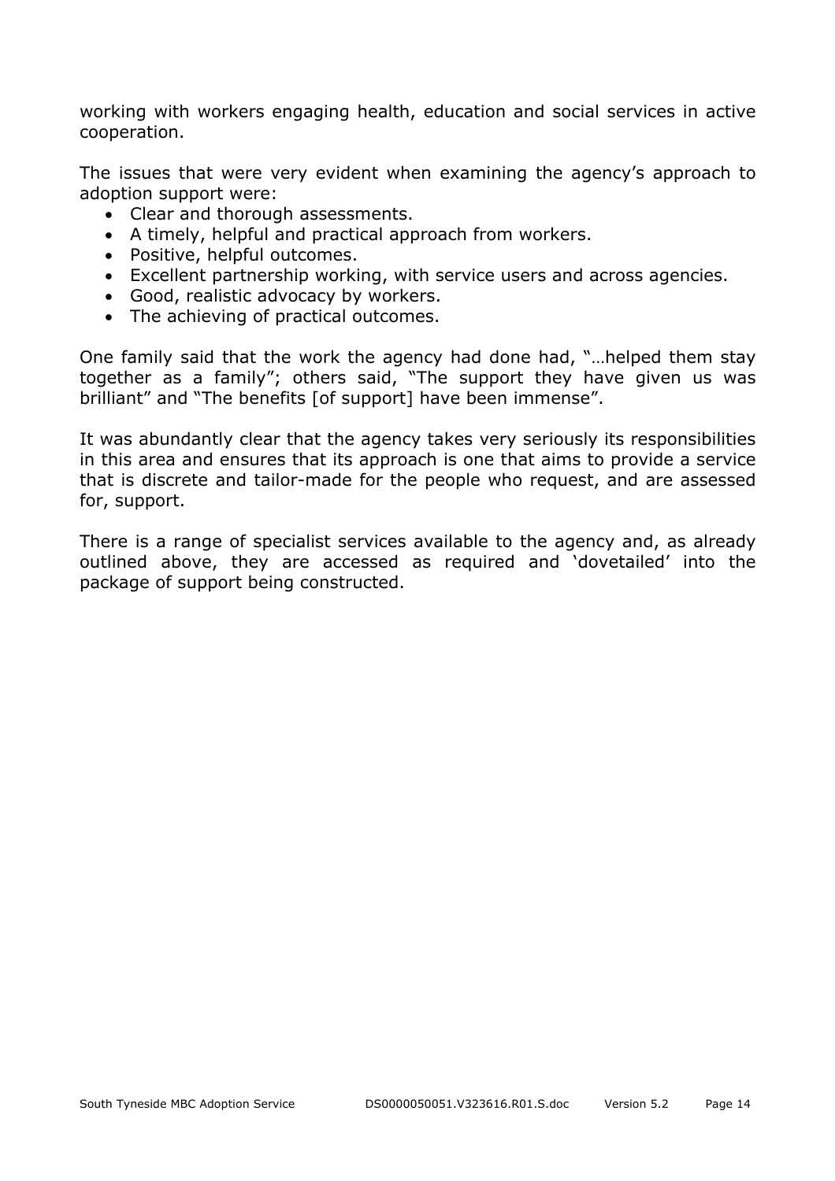working with workers engaging health, education and social services in active cooperation.

The issues that were very evident when examining the agency's approach to adoption support were:

- Clear and thorough assessments.
- A timely, helpful and practical approach from workers.
- Positive, helpful outcomes.
- Excellent partnership working, with service users and across agencies.
- Good, realistic advocacy by workers.
- The achieving of practical outcomes.

One family said that the work the agency had done had, "…helped them stay together as a family"; others said, "The support they have given us was brilliant" and "The benefits [of support] have been immense".

It was abundantly clear that the agency takes very seriously its responsibilities in this area and ensures that its approach is one that aims to provide a service that is discrete and tailor-made for the people who request, and are assessed for, support.

There is a range of specialist services available to the agency and, as already outlined above, they are accessed as required and 'dovetailed' into the package of support being constructed.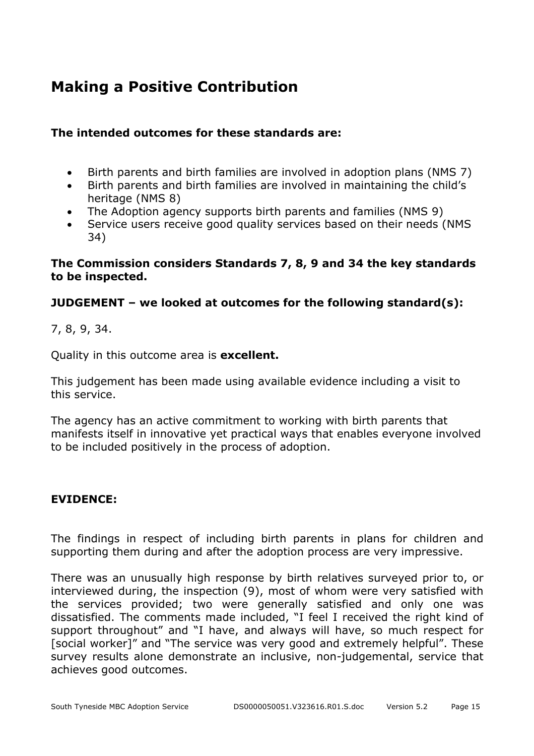# Making a Positive Contribution

**The intended outcomes for these standards are:**

- Birth parents and birth families are involved in adoption plans (NMS 7)
- Birth parents and birth families are involved in maintaining the child's heritage (NMS 8)
- The Adoption agency supports birth parents and families (NMS 9)
- Service users receive good quality services based on their needs (NMS 34)

**The Commission considers Standards 7, 8, 9 and 34 the key standards to be inspected.**

**JUDGEMENT – we looked at outcomes for the following standard(s):**

7, 8, 9, 34.

Quality in this outcome area is **excellent.**

This judgement has been made using available evidence including a visit to this service.

The agency has an active commitment to working with birth parents that manifests itself in innovative yet practical ways that enables everyone involved to be included positively in the process of adoption.

**EVIDENCE:**

The findings in respect of including birth parents in plans for children and supporting them during and after the adoption process are very impressive.

There was an unusually high response by birth relatives surveyed prior to, or interviewed during, the inspection (9), most of whom were very satisfied with the services provided; two were generally satisfied and only one was dissatisfied. The comments made included, "I feel I received the right kind of support throughout" and "I have, and always will have, so much respect for [social worker]" and "The service was very good and extremely helpful". These survey results alone demonstrate an inclusive, non-judgemental, service that achieves good outcomes.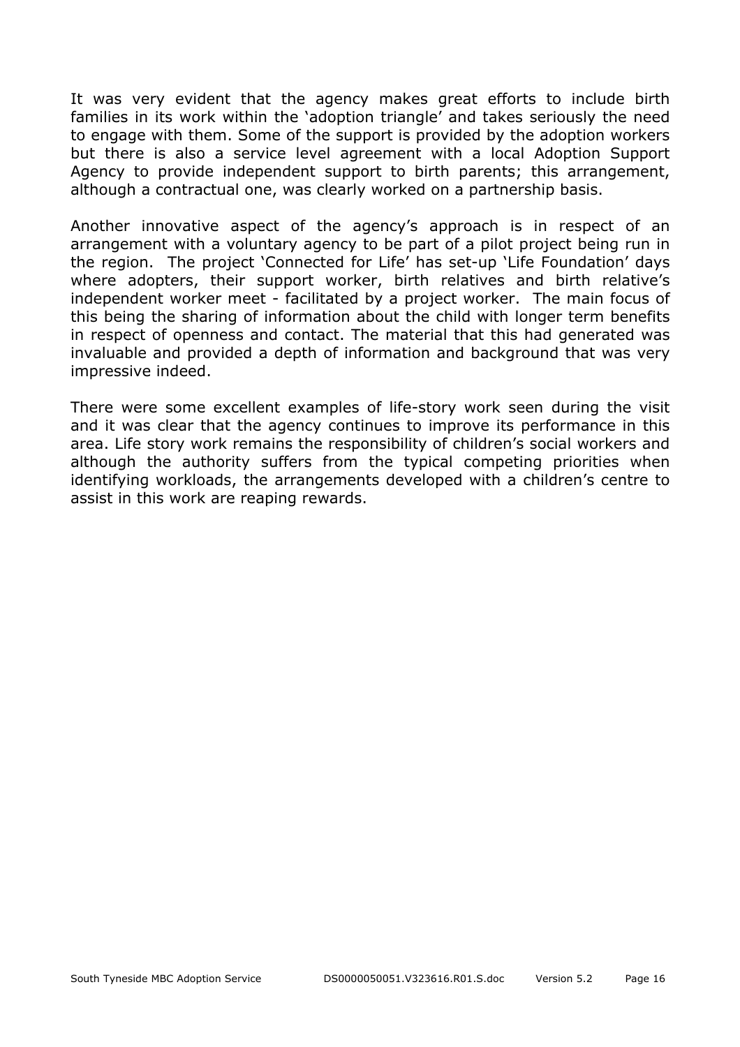It was very evident that the agency makes great efforts to include birth families in its work within the 'adoption triangle' and takes seriously the need to engage with them. Some of the support is provided by the adoption workers but there is also a service level agreement with a local Adoption Support Agency to provide independent support to birth parents; this arrangement, although a contractual one, was clearly worked on a partnership basis.

Another innovative aspect of the agency's approach is in respect of an arrangement with a voluntary agency to be part of a pilot project being run in the region. The project 'Connected for Life' has set-up 'Life Foundation' days where adopters, their support worker, birth relatives and birth relative's independent worker meet - facilitated by a project worker. The main focus of this being the sharing of information about the child with longer term benefits in respect of openness and contact. The material that this had generated was invaluable and provided a depth of information and background that was very impressive indeed.

There were some excellent examples of life-story work seen during the visit and it was clear that the agency continues to improve its performance in this area. Life story work remains the responsibility of children's social workers and although the authority suffers from the typical competing priorities when identifying workloads, the arrangements developed with a children's centre to assist in this work are reaping rewards.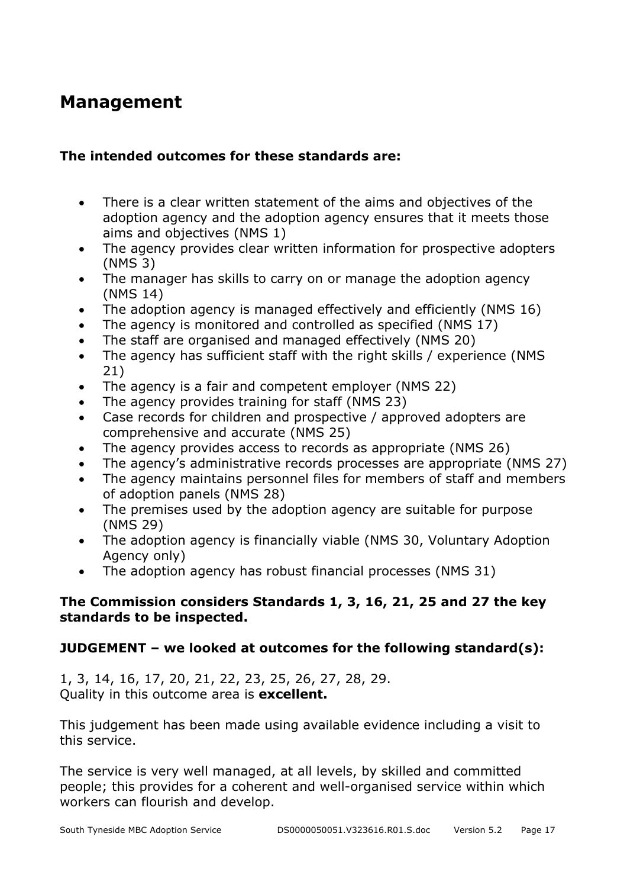## Management

**The intended outcomes for these standards are:**

- There is a clear written statement of the aims and objectives of the adoption agency and the adoption agency ensures that it meets those aims and objectives (NMS 1)
- The agency provides clear written information for prospective adopters (NMS 3)
- The manager has skills to carry on or manage the adoption agency (NMS 14)
- The adoption agency is managed effectively and efficiently (NMS 16)
- The agency is monitored and controlled as specified (NMS 17)
- The staff are organised and managed effectively (NMS 20)
- The agency has sufficient staff with the right skills / experience (NMS 21)
- The agency is a fair and competent employer (NMS 22)
- The agency provides training for staff (NMS 23)
- Case records for children and prospective / approved adopters are comprehensive and accurate (NMS 25)
- The agency provides access to records as appropriate (NMS 26)
- The agency's administrative records processes are appropriate (NMS 27)
- The agency maintains personnel files for members of staff and members of adoption panels (NMS 28)
- The premises used by the adoption agency are suitable for purpose (NMS 29)
- The adoption agency is financially viable (NMS 30, Voluntary Adoption Agency only)
- The adoption agency has robust financial processes (NMS 31)

**The Commission considers Standards 1, 3, 16, 21, 25 and 27 the key standards to be inspected.**

**JUDGEMENT – we looked at outcomes for the following standard(s):**

1, 3, 14, 16, 17, 20, 21, 22, 23, 25, 26, 27, 28, 29.
Quality in this outcome area is **excellent.**

This judgement has been made using available evidence including a visit to this service.

The service is very well managed, at all levels, by skilled and committed people; this provides for a coherent and well-organised service within which workers can flourish and develop.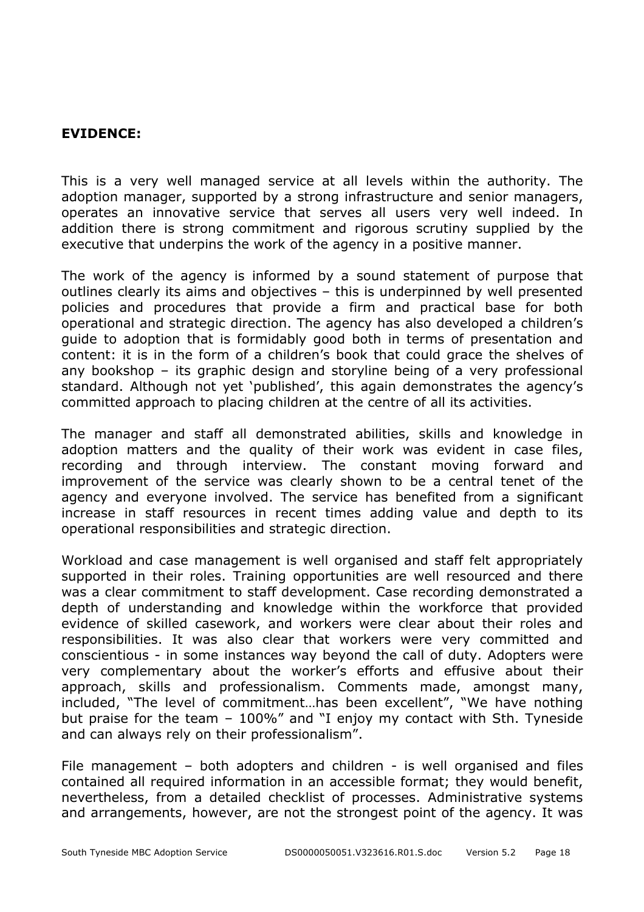**EVIDENCE:**

This is a very well managed service at all levels within the authority. The adoption manager, supported by a strong infrastructure and senior managers, operates an innovative service that serves all users very well indeed. In addition there is strong commitment and rigorous scrutiny supplied by the executive that underpins the work of the agency in a positive manner.

The work of the agency is informed by a sound statement of purpose that outlines clearly its aims and objectives – this is underpinned by well presented policies and procedures that provide a firm and practical base for both operational and strategic direction. The agency has also developed a children's guide to adoption that is formidably good both in terms of presentation and content: it is in the form of a children's book that could grace the shelves of any bookshop – its graphic design and storyline being of a very professional standard. Although not yet 'published', this again demonstrates the agency's committed approach to placing children at the centre of all its activities.

The manager and staff all demonstrated abilities, skills and knowledge in adoption matters and the quality of their work was evident in case files, recording and through interview. The constant moving forward and improvement of the service was clearly shown to be a central tenet of the agency and everyone involved. The service has benefited from a significant increase in staff resources in recent times adding value and depth to its operational responsibilities and strategic direction.

Workload and case management is well organised and staff felt appropriately supported in their roles. Training opportunities are well resourced and there was a clear commitment to staff development. Case recording demonstrated a depth of understanding and knowledge within the workforce that provided evidence of skilled casework, and workers were clear about their roles and responsibilities. It was also clear that workers were very committed and conscientious - in some instances way beyond the call of duty. Adopters were very complementary about the worker's efforts and effusive about their approach, skills and professionalism. Comments made, amongst many, included, "The level of commitment…has been excellent", "We have nothing but praise for the team – 100%" and "I enjoy my contact with Sth. Tyneside and can always rely on their professionalism".

File management – both adopters and children - is well organised and files contained all required information in an accessible format; they would benefit, nevertheless, from a detailed checklist of processes. Administrative systems and arrangements, however, are not the strongest point of the agency. It was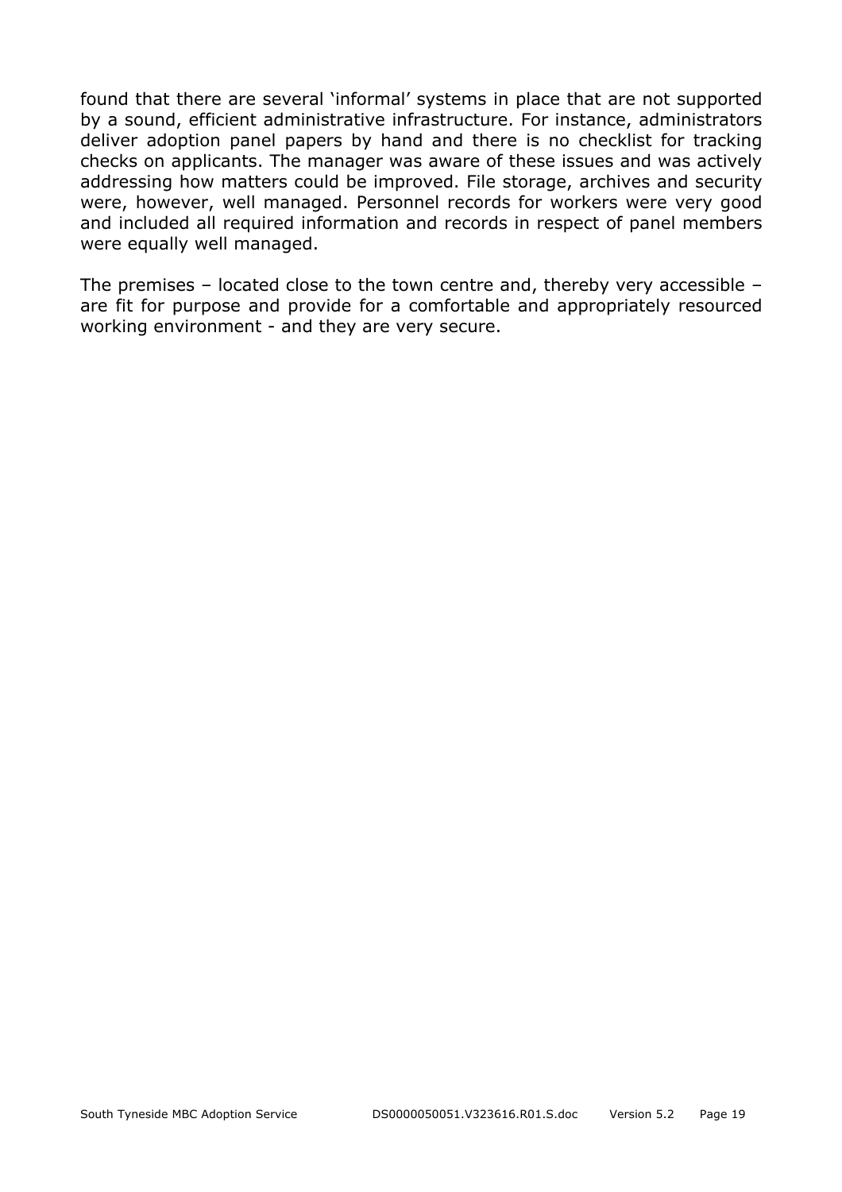found that there are several 'informal' systems in place that are not supported by a sound, efficient administrative infrastructure. For instance, administrators deliver adoption panel papers by hand and there is no checklist for tracking checks on applicants. The manager was aware of these issues and was actively addressing how matters could be improved. File storage, archives and security were, however, well managed. Personnel records for workers were very good and included all required information and records in respect of panel members were equally well managed.

The premises – located close to the town centre and, thereby very accessible – are fit for purpose and provide for a comfortable and appropriately resourced working environment - and they are very secure.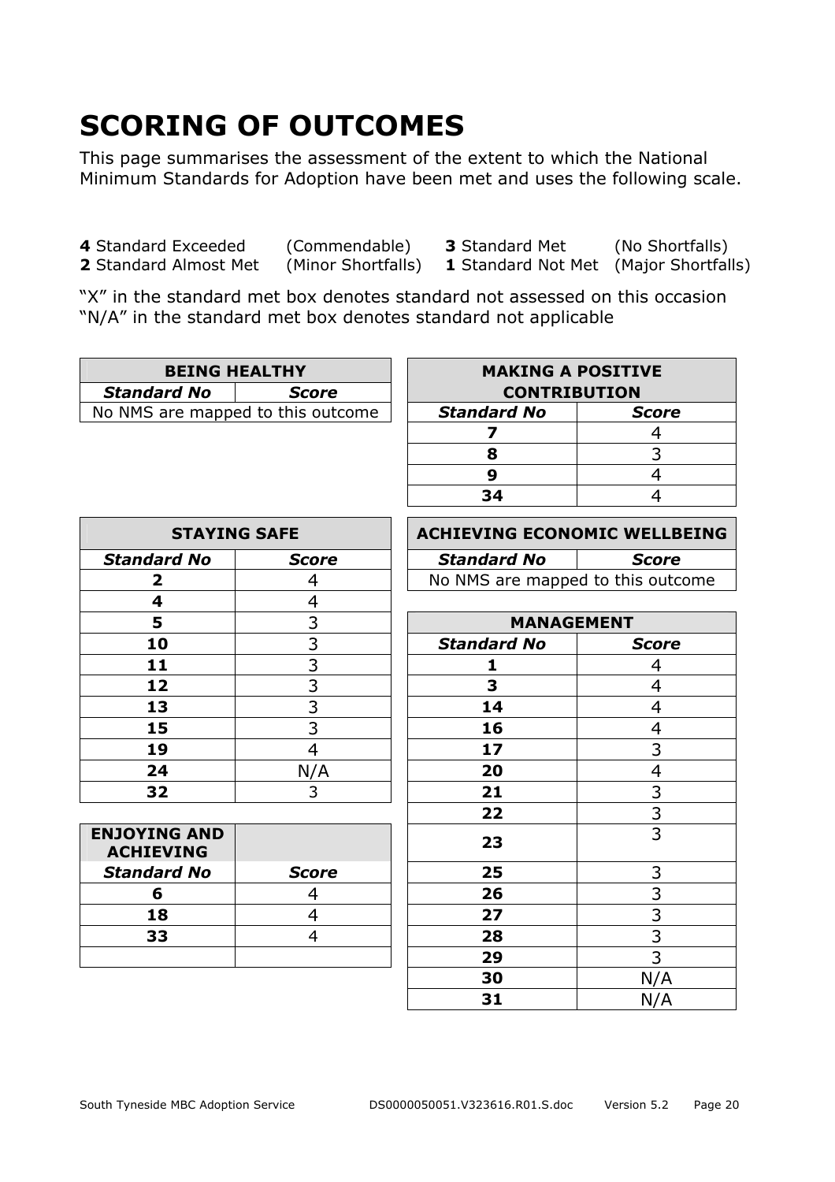# SCORING OF OUTCOMES

This page summarises the assessment of the extent to which the National Minimum Standards for Adoption have been met and uses the following scale.

**4** Standard Exceeded (Commendable) **3** Standard Met (No Shortfalls)
**2** Standard Almost Met (Minor Shortfalls) **1** Standard Not Met (Major Shortfalls)

"X" in the standard met box denotes standard not assessed on this occasion
"N/A" in the standard met box denotes standard not applicable

| BEING HEALTHY | |
|---|---|
| ***Standard No*** | ***Score*** |
| No NMS are mapped to this outcome | |

| STAYING SAFE | |
|---|---|
| ***Standard No*** | ***Score*** |
| **2** | 4 |
| **4** | 4 |
| **5** | 3 |
| **10** | 3 |
| **11** | 3 |
| **12** | 3 |
| **13** | 3 |
| **15** | 3 |
| **19** | 4 |
| **24** | N/A |
| **32** | 3 |

| ENJOYING AND ACHIEVING | |
|---|---|
| ***Standard No*** | ***Score*** |
| **6** | 4 |
| **18** | 4 |
| **33** | 4 |
| | |

| MAKING A POSITIVE CONTRIBUTION | |
|---|---|
| ***Standard No*** | ***Score*** |
| **7** | 4 |
| **8** | 3 |
| **9** | 4 |
| **34** | 4 |

| ACHIEVING ECONOMIC WELLBEING | |
|---|---|
| ***Standard No*** | ***Score*** |
| No NMS are mapped to this outcome | |

| MANAGEMENT | |
|---|---|
| ***Standard No*** | ***Score*** |
| **1** | 4 |
| **3** | 4 |
| **14** | 4 |
| **16** | 4 |
| **17** | 3 |
| **20** | 4 |
| **21** | 3 |
| **22** | 3 |
| **23** | 3 |
| **25** | 3 |
| **26** | 3 |
| **27** | 3 |
| **28** | 3 |
| **29** | 3 |
| **30** | N/A |
| **31** | N/A |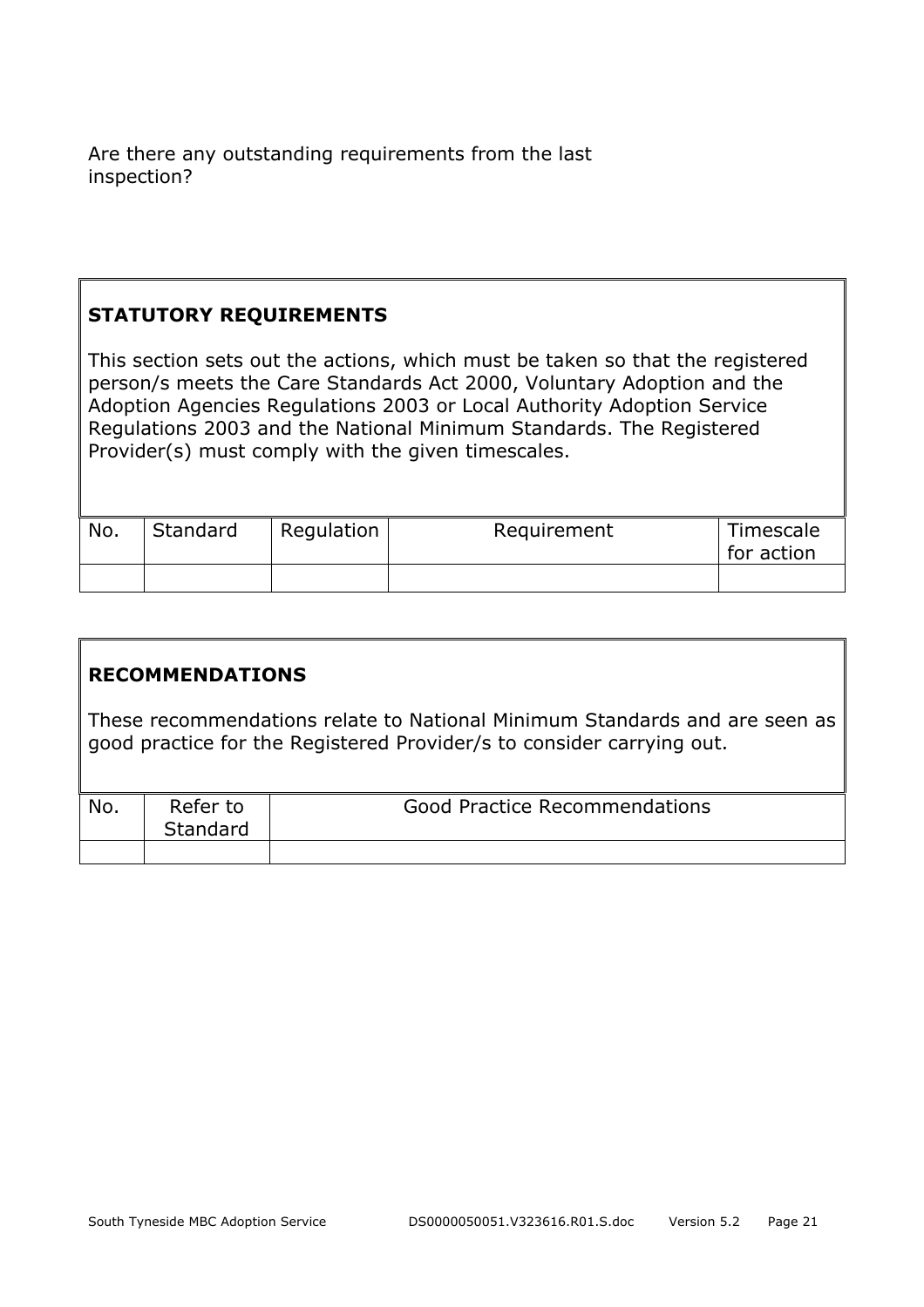Are there any outstanding requirements from the last inspection?

**STATUTORY REQUIREMENTS**

This section sets out the actions, which must be taken so that the registered person/s meets the Care Standards Act 2000, Voluntary Adoption and the Adoption Agencies Regulations 2003 or Local Authority Adoption Service Regulations 2003 and the National Minimum Standards. The Registered Provider(s) must comply with the given timescales.

| No. | Standard | Regulation | Requirement | Timescale for action |
|---|---|---|---|---|
| | | | | |

**RECOMMENDATIONS**

These recommendations relate to National Minimum Standards and are seen as good practice for the Registered Provider/s to consider carrying out.

| No. | Refer to Standard | Good Practice Recommendations |
|---|---|---|
| | | |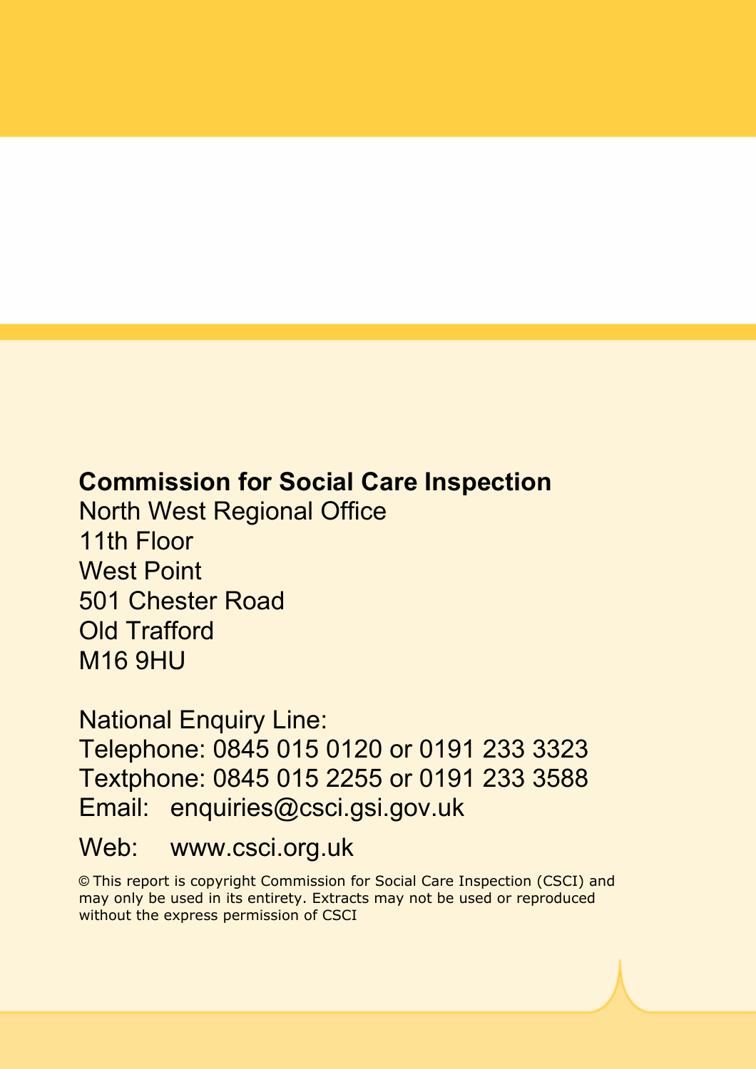**Commission for Social Care Inspection**
North West Regional Office
11th Floor
West Point
501 Chester Road
Old Trafford
M16 9HU

National Enquiry Line:
Telephone: 0845 015 0120 or 0191 233 3323
Textphone: 0845 015 2255 or 0191 233 3588
Email: enquiries@csci.gsi.gov.uk

Web: www.csci.org.uk

© This report is copyright Commission for Social Care Inspection (CSCI) and may only be used in its entirety. Extracts may not be used or reproduced without the express permission of CSCI